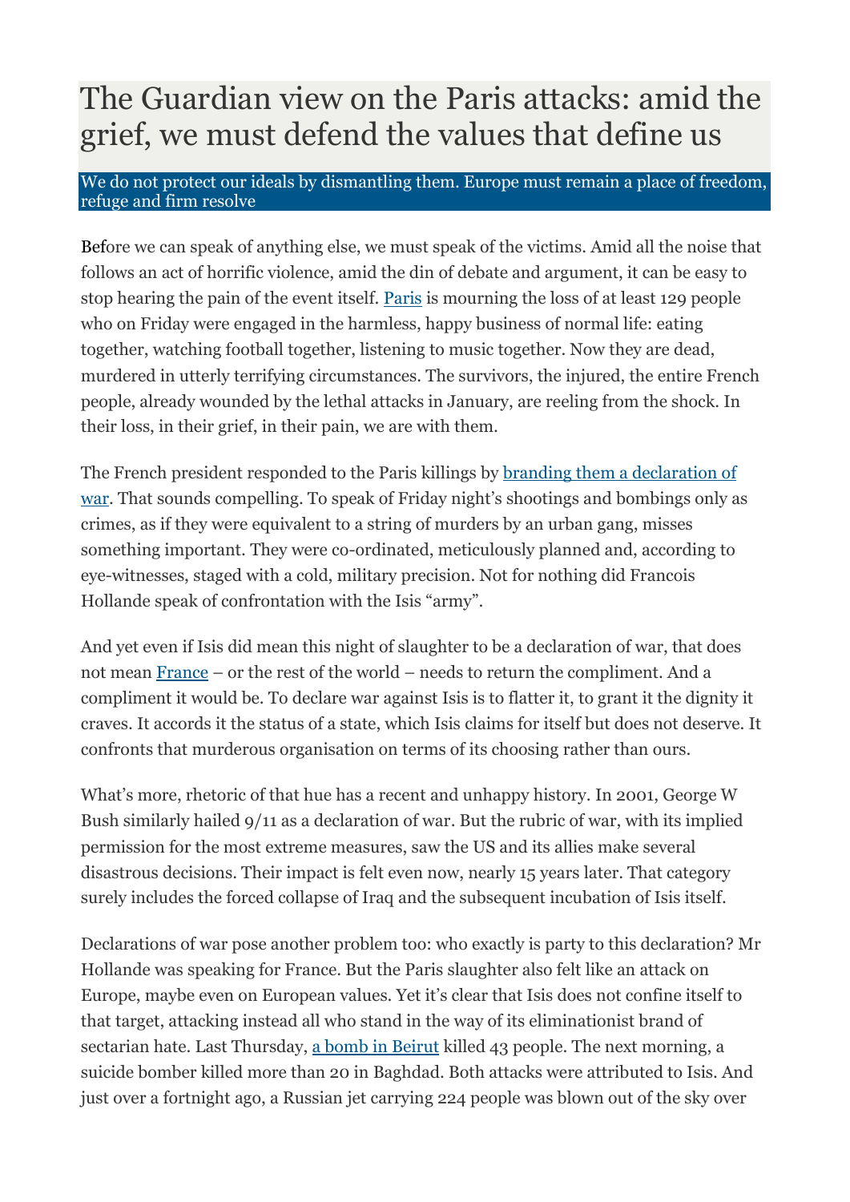# The Guardian view on the Paris attacks: amid the grief, we must defend the values that define us

We do not protect our ideals by dismantling them. Europe must remain a place of freedom, refuge and firm resolve

Before we can speak of anything else, we must speak of the victims. Amid all the noise that follows an act of horrific violence, amid the din of debate and argument, it can be easy to stop hearing the pain of the event itself. Paris is mourning the loss of at least 129 people who on Friday were engaged in the harmless, happy business of normal life: eating together, watching football together, listening to music together. Now they are dead, murdered in utterly terrifying circumstances. The survivors, the injured, the entire French people, already wounded by the lethal attacks in January, are reeling from the shock. In their loss, in their grief, in their pain, we are with them.

The French president responded to the Paris killings by branding them a declaration of war. That sounds compelling. To speak of Friday night's shootings and bombings only as crimes, as if they were equivalent to a string of murders by an urban gang, misses something important. They were co-ordinated, meticulously planned and, according to eye-witnesses, staged with a cold, military precision. Not for nothing did Francois Hollande speak of confrontation with the Isis "army".

And yet even if Isis did mean this night of slaughter to be a declaration of war, that does not mean France – or the rest of the world – needs to return the compliment. And a compliment it would be. To declare war against Isis is to flatter it, to grant it the dignity it craves. It accords it the status of a state, which Isis claims for itself but does not deserve. It confronts that murderous organisation on terms of its choosing rather than ours.

What's more, rhetoric of that hue has a recent and unhappy history. In 2001, George W Bush similarly hailed 9/11 as a declaration of war. But the rubric of war, with its implied permission for the most extreme measures, saw the US and its allies make several disastrous decisions. Their impact is felt even now, nearly 15 years later. That category surely includes the forced collapse of Iraq and the subsequent incubation of Isis itself.

Declarations of war pose another problem too: who exactly is party to this declaration? Mr Hollande was speaking for France. But the Paris slaughter also felt like an attack on Europe, maybe even on European values. Yet it's clear that Isis does not confine itself to that target, attacking instead all who stand in the way of its eliminationist brand of sectarian hate. Last Thursday, a bomb in Beirut killed 43 people. The next morning, a suicide bomber killed more than 20 in Baghdad. Both attacks were attributed to Isis. And just over a fortnight ago, a Russian jet carrying 224 people was blown out of the sky over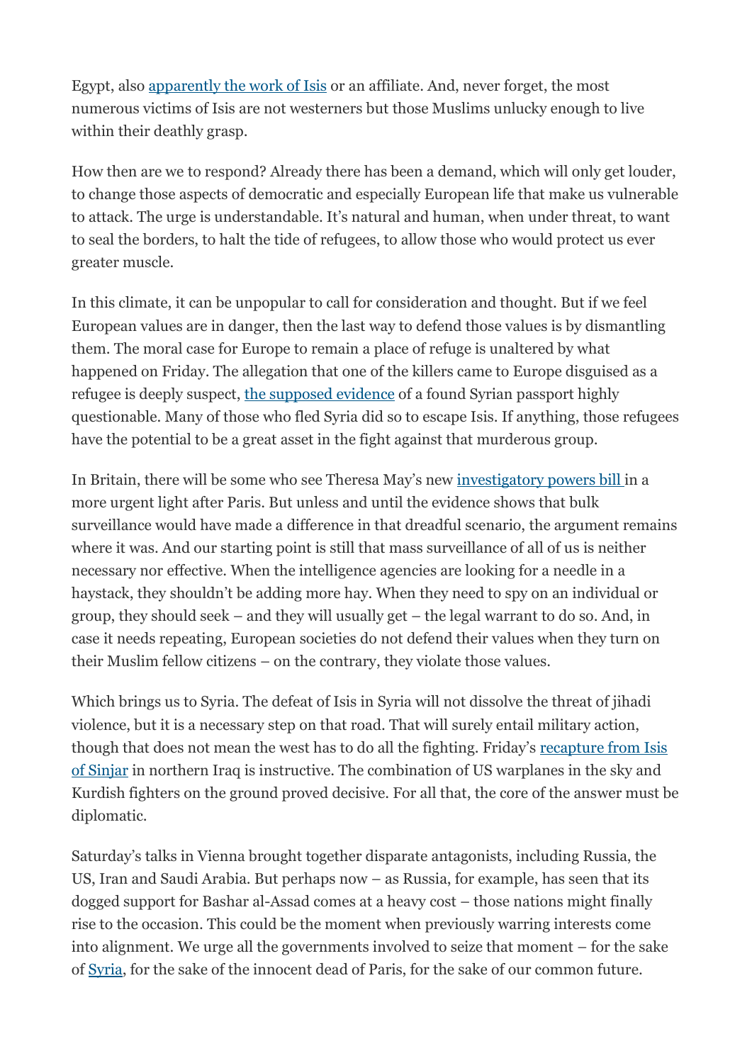Egypt, also apparently the work of Isis or an affiliate. And, never forget, the most numerous victims of Isis are not westerners but those Muslims unlucky enough to live within their deathly grasp.

How then are we to respond? Already there has been a demand, which will only get louder, to change those aspects of democratic and especially European life that make us vulnerable to attack. The urge is understandable. It's natural and human, when under threat, to want to seal the borders, to halt the tide of refugees, to allow those who would protect us ever greater muscle.

In this climate, it can be unpopular to call for consideration and thought. But if we feel European values are in danger, then the last way to defend those values is by dismantling them. The moral case for Europe to remain a place of refuge is unaltered by what happened on Friday. The allegation that one of the killers came to Europe disguised as a refugee is deeply suspect, the supposed evidence of a found Syrian passport highly questionable. Many of those who fled Syria did so to escape Isis. If anything, those refugees have the potential to be a great asset in the fight against that murderous group.

In Britain, there will be some who see Theresa May's new investigatory powers bill in a more urgent light after Paris. But unless and until the evidence shows that bulk surveillance would have made a difference in that dreadful scenario, the argument remains where it was. And our starting point is still that mass surveillance of all of us is neither necessary nor effective. When the intelligence agencies are looking for a needle in a haystack, they shouldn't be adding more hay. When they need to spy on an individual or group, they should seek – and they will usually get – the legal warrant to do so. And, in case it needs repeating, European societies do not defend their values when they turn on their Muslim fellow citizens – on the contrary, they violate those values.

Which brings us to Syria. The defeat of Isis in Syria will not dissolve the threat of jihadi violence, but it is a necessary step on that road. That will surely entail military action, though that does not mean the west has to do all the fighting. Friday's recapture from Isis of Sinjar in northern Iraq is instructive. The combination of US warplanes in the sky and Kurdish fighters on the ground proved decisive. For all that, the core of the answer must be diplomatic.

Saturday's talks in Vienna brought together disparate antagonists, including Russia, the US, Iran and Saudi Arabia. But perhaps now – as Russia, for example, has seen that its dogged support for Bashar al-Assad comes at a heavy cost – those nations might finally rise to the occasion. This could be the moment when previously warring interests come into alignment. We urge all the governments involved to seize that moment – for the sake of Syria, for the sake of the innocent dead of Paris, for the sake of our common future.